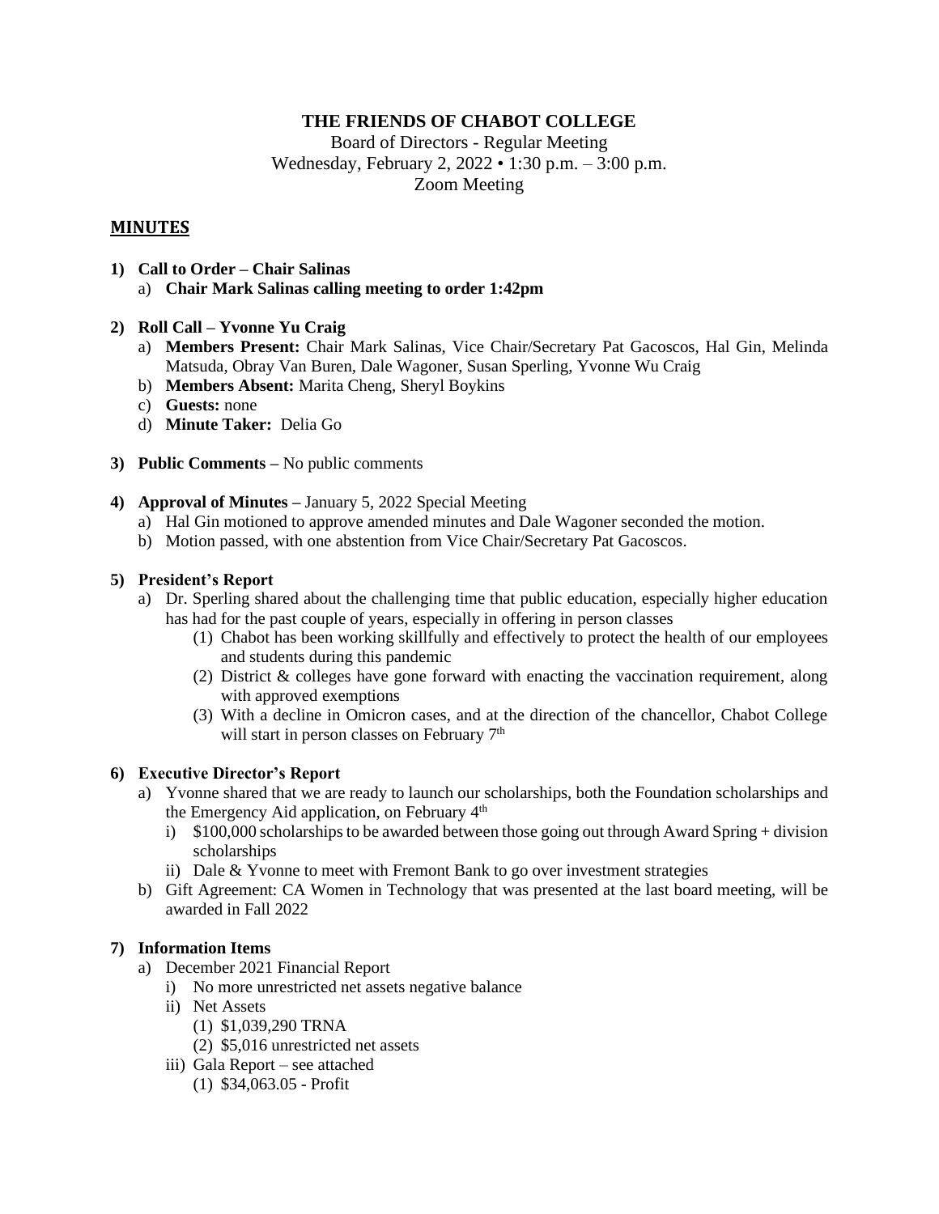# THE FRIENDS OF CHABOT COLLEGE

Board of Directors - Regular Meeting
Wednesday, February 2, 2022 • 1:30 p.m. – 3:00 p.m.
Zoom Meeting

## MINUTES

1) **Call to Order – Chair Salinas**
   a) **Chair Mark Salinas calling meeting to order 1:42pm**

2) **Roll Call – Yvonne Yu Craig**
   a) **Members Present:** Chair Mark Salinas, Vice Chair/Secretary Pat Gacoscos, Hal Gin, Melinda Matsuda, Obray Van Buren, Dale Wagoner, Susan Sperling, Yvonne Wu Craig
   b) **Members Absent:** Marita Cheng, Sheryl Boykins
   c) **Guests:** none
   d) **Minute Taker:** Delia Go

3) **Public Comments –** No public comments

4) **Approval of Minutes –** January 5, 2022 Special Meeting
   a) Hal Gin motioned to approve amended minutes and Dale Wagoner seconded the motion.
   b) Motion passed, with one abstention from Vice Chair/Secretary Pat Gacoscos.

5) **President's Report**
   a) Dr. Sperling shared about the challenging time that public education, especially higher education has had for the past couple of years, especially in offering in person classes
      (1) Chabot has been working skillfully and effectively to protect the health of our employees and students during this pandemic
      (2) District & colleges have gone forward with enacting the vaccination requirement, along with approved exemptions
      (3) With a decline in Omicron cases, and at the direction of the chancellor, Chabot College will start in person classes on February 7th

6) **Executive Director's Report**
   a) Yvonne shared that we are ready to launch our scholarships, both the Foundation scholarships and the Emergency Aid application, on February 4th
      i) $100,000 scholarships to be awarded between those going out through Award Spring + division scholarships
      ii) Dale & Yvonne to meet with Fremont Bank to go over investment strategies
   b) Gift Agreement: CA Women in Technology that was presented at the last board meeting, will be awarded in Fall 2022

7) **Information Items**
   a) December 2021 Financial Report
      i) No more unrestricted net assets negative balance
      ii) Net Assets
         (1) $1,039,290 TRNA
         (2) $5,016 unrestricted net assets
      iii) Gala Report – see attached
         (1) $34,063.05 - Profit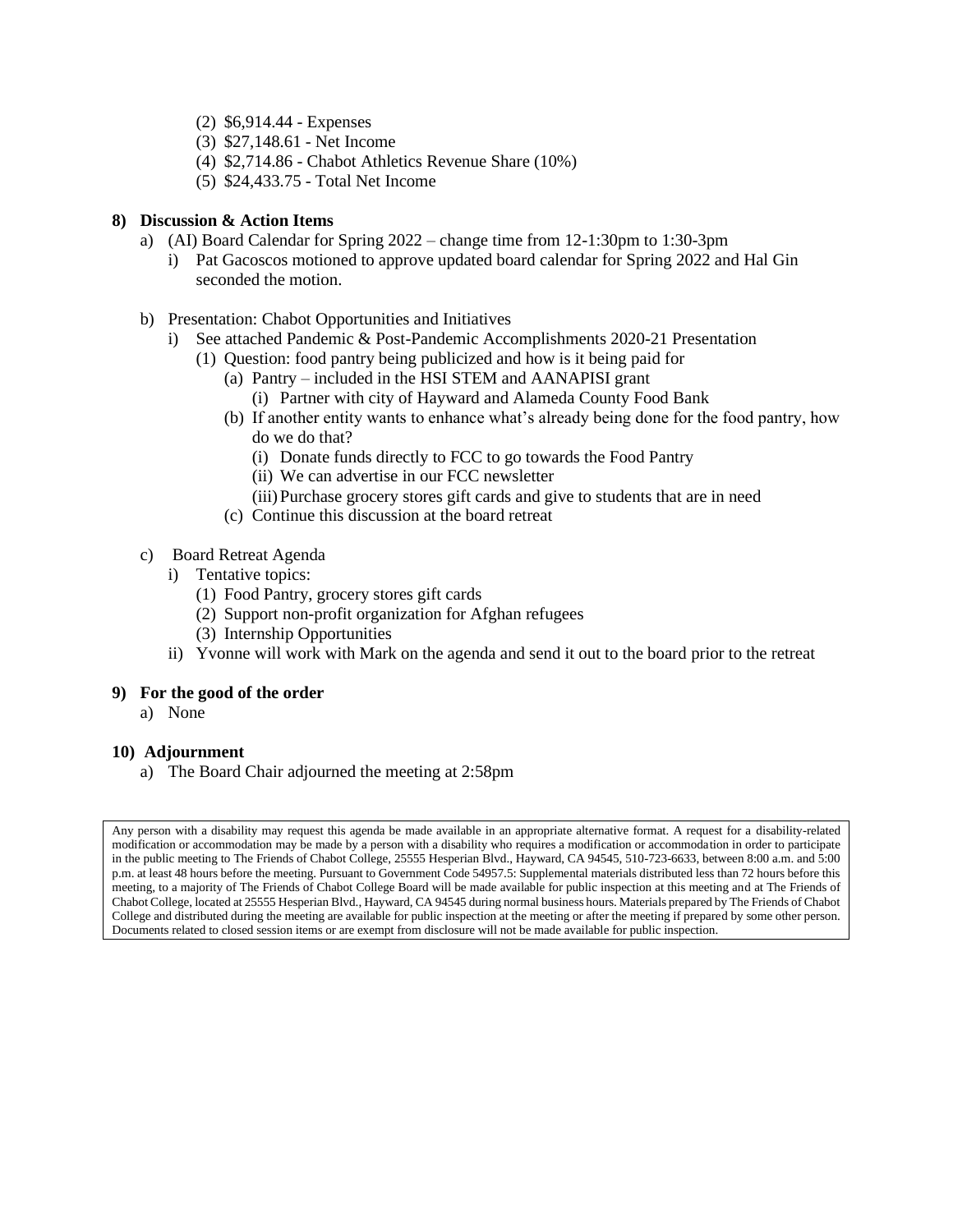(2) $6,914.44 - Expenses

(3) $27,148.61 - Net Income

(4) $2,714.86 - Chabot Athletics Revenue Share (10%)

(5) $24,433.75 - Total Net Income

**8) Discussion & Action Items**

a) (AI) Board Calendar for Spring 2022 – change time from 12-1:30pm to 1:30-3pm

   i) Pat Gacoscos motioned to approve updated board calendar for Spring 2022 and Hal Gin seconded the motion.

b) Presentation: Chabot Opportunities and Initiatives

   i) See attached Pandemic & Post-Pandemic Accomplishments 2020-21 Presentation

      (1) Question: food pantry being publicized and how is it being paid for

         (a) Pantry – included in the HSI STEM and AANAPISI grant

            (i) Partner with city of Hayward and Alameda County Food Bank

         (b) If another entity wants to enhance what's already being done for the food pantry, how do we do that?

            (i) Donate funds directly to FCC to go towards the Food Pantry

            (ii) We can advertise in our FCC newsletter

            (iii) Purchase grocery stores gift cards and give to students that are in need

         (c) Continue this discussion at the board retreat

c) Board Retreat Agenda

   i) Tentative topics:

      (1) Food Pantry, grocery stores gift cards

      (2) Support non-profit organization for Afghan refugees

      (3) Internship Opportunities

   ii) Yvonne will work with Mark on the agenda and send it out to the board prior to the retreat

**9) For the good of the order**

a) None

**10) Adjournment**

a) The Board Chair adjourned the meeting at 2:58pm

Any person with a disability may request this agenda be made available in an appropriate alternative format. A request for a disability-related modification or accommodation may be made by a person with a disability who requires a modification or accommodation in order to participate in the public meeting to The Friends of Chabot College, 25555 Hesperian Blvd., Hayward, CA 94545, 510-723-6633, between 8:00 a.m. and 5:00 p.m. at least 48 hours before the meeting. Pursuant to Government Code 54957.5: Supplemental materials distributed less than 72 hours before this meeting, to a majority of The Friends of Chabot College Board will be made available for public inspection at this meeting and at The Friends of Chabot College, located at 25555 Hesperian Blvd., Hayward, CA 94545 during normal business hours. Materials prepared by The Friends of Chabot College and distributed during the meeting are available for public inspection at the meeting or after the meeting if prepared by some other person. Documents related to closed session items or are exempt from disclosure will not be made available for public inspection.